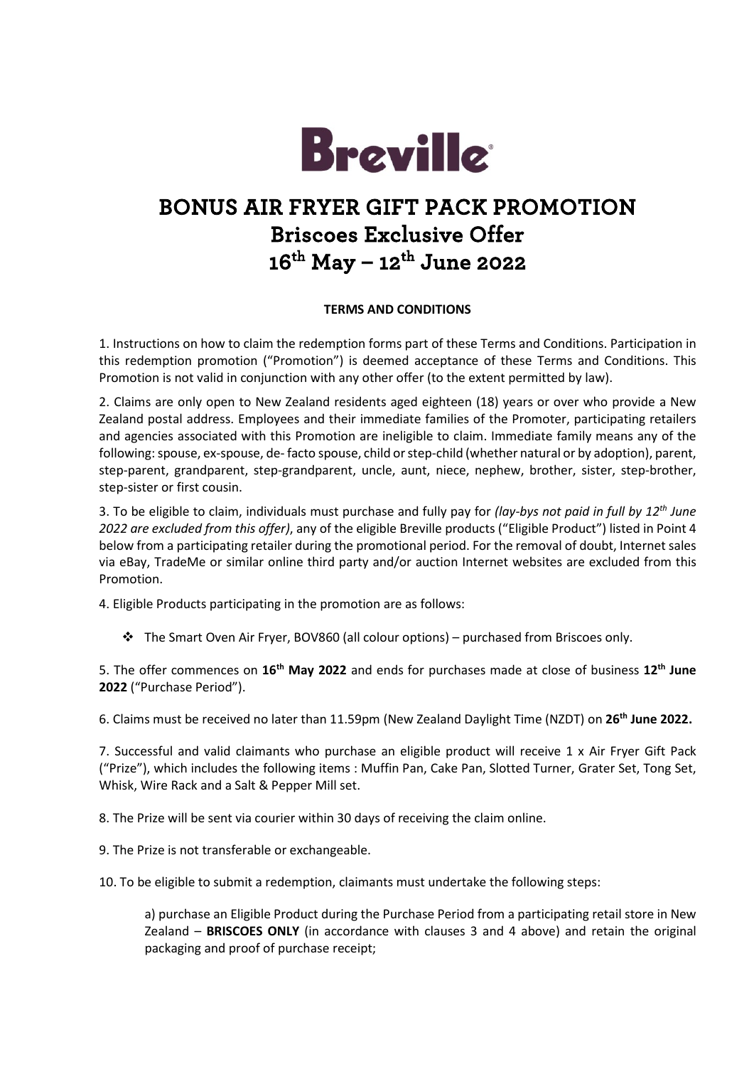# Breville

# BONUS AIR FRYER GIFT PACK PROMOTION

## Briscoes Exclusive Offer

## 16th May – 12th June 2022

**TERMS AND CONDITIONS**

1. Instructions on how to claim the redemption forms part of these Terms and Conditions. Participation in this redemption promotion ("Promotion") is deemed acceptance of these Terms and Conditions. This Promotion is not valid in conjunction with any other offer (to the extent permitted by law).

2. Claims are only open to New Zealand residents aged eighteen (18) years or over who provide a New Zealand postal address. Employees and their immediate families of the Promoter, participating retailers and agencies associated with this Promotion are ineligible to claim. Immediate family means any of the following: spouse, ex-spouse, de- facto spouse, child or step-child (whether natural or by adoption), parent, step-parent, grandparent, step-grandparent, uncle, aunt, niece, nephew, brother, sister, step-brother, step-sister or first cousin.

3. To be eligible to claim, individuals must purchase and fully pay for *(lay-bys not paid in full by 12th June 2022 are excluded from this offer)*, any of the eligible Breville products ("Eligible Product") listed in Point 4 below from a participating retailer during the promotional period. For the removal of doubt, Internet sales via eBay, TradeMe or similar online third party and/or auction Internet websites are excluded from this Promotion.

4. Eligible Products participating in the promotion are as follows:

- The Smart Oven Air Fryer, BOV860 (all colour options) – purchased from Briscoes only.

5. The offer commences on **16th May 2022** and ends for purchases made at close of business **12th June 2022** ("Purchase Period").

6. Claims must be received no later than 11.59pm (New Zealand Daylight Time (NZDT) on **26th June 2022.**

7. Successful and valid claimants who purchase an eligible product will receive 1 x Air Fryer Gift Pack ("Prize"), which includes the following items : Muffin Pan, Cake Pan, Slotted Turner, Grater Set, Tong Set, Whisk, Wire Rack and a Salt & Pepper Mill set.

8. The Prize will be sent via courier within 30 days of receiving the claim online.

9. The Prize is not transferable or exchangeable.

10. To be eligible to submit a redemption, claimants must undertake the following steps:

a) purchase an Eligible Product during the Purchase Period from a participating retail store in New Zealand – **BRISCOES ONLY** (in accordance with clauses 3 and 4 above) and retain the original packaging and proof of purchase receipt;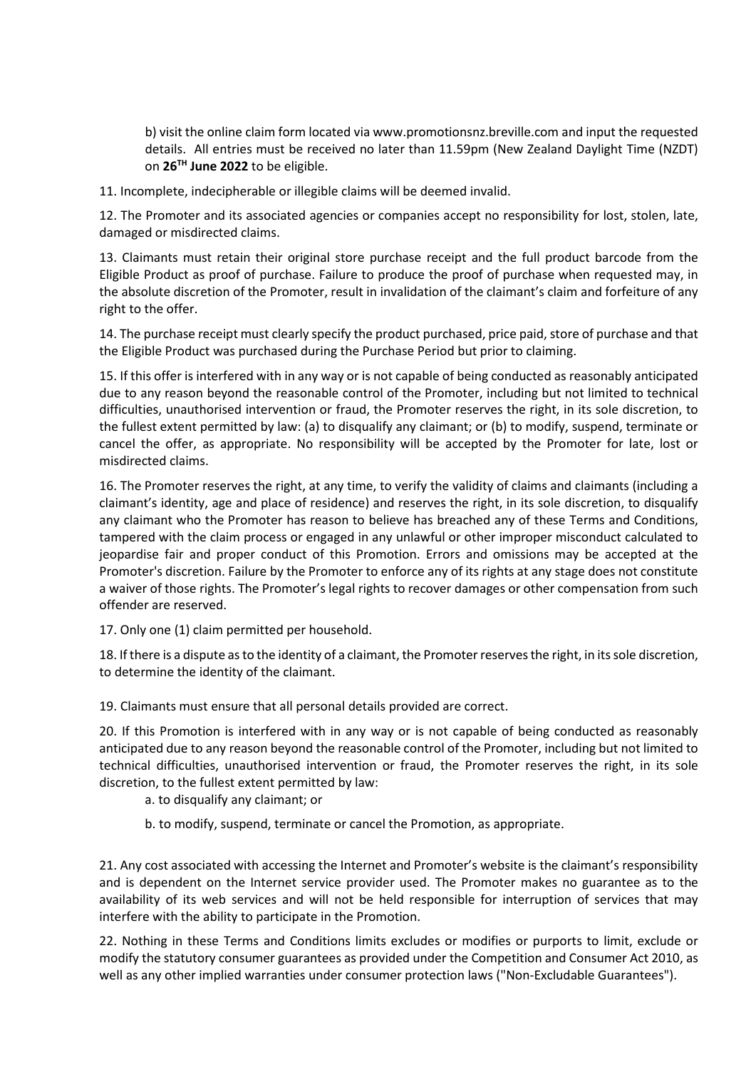b) visit the online claim form located via www.promotionsnz.breville.com and input the requested details. All entries must be received no later than 11.59pm (New Zealand Daylight Time (NZDT) on **26TH June 2022** to be eligible.

11. Incomplete, indecipherable or illegible claims will be deemed invalid.

12. The Promoter and its associated agencies or companies accept no responsibility for lost, stolen, late, damaged or misdirected claims.

13. Claimants must retain their original store purchase receipt and the full product barcode from the Eligible Product as proof of purchase. Failure to produce the proof of purchase when requested may, in the absolute discretion of the Promoter, result in invalidation of the claimant's claim and forfeiture of any right to the offer.

14. The purchase receipt must clearly specify the product purchased, price paid, store of purchase and that the Eligible Product was purchased during the Purchase Period but prior to claiming.

15. If this offer is interfered with in any way or is not capable of being conducted as reasonably anticipated due to any reason beyond the reasonable control of the Promoter, including but not limited to technical difficulties, unauthorised intervention or fraud, the Promoter reserves the right, in its sole discretion, to the fullest extent permitted by law: (a) to disqualify any claimant; or (b) to modify, suspend, terminate or cancel the offer, as appropriate. No responsibility will be accepted by the Promoter for late, lost or misdirected claims.

16. The Promoter reserves the right, at any time, to verify the validity of claims and claimants (including a claimant's identity, age and place of residence) and reserves the right, in its sole discretion, to disqualify any claimant who the Promoter has reason to believe has breached any of these Terms and Conditions, tampered with the claim process or engaged in any unlawful or other improper misconduct calculated to jeopardise fair and proper conduct of this Promotion. Errors and omissions may be accepted at the Promoter's discretion. Failure by the Promoter to enforce any of its rights at any stage does not constitute a waiver of those rights. The Promoter's legal rights to recover damages or other compensation from such offender are reserved.

17. Only one (1) claim permitted per household.

18. If there is a dispute as to the identity of a claimant, the Promoter reserves the right, in its sole discretion, to determine the identity of the claimant.

19. Claimants must ensure that all personal details provided are correct.

20. If this Promotion is interfered with in any way or is not capable of being conducted as reasonably anticipated due to any reason beyond the reasonable control of the Promoter, including but not limited to technical difficulties, unauthorised intervention or fraud, the Promoter reserves the right, in its sole discretion, to the fullest extent permitted by law:

a. to disqualify any claimant; or

b. to modify, suspend, terminate or cancel the Promotion, as appropriate.

21. Any cost associated with accessing the Internet and Promoter's website is the claimant's responsibility and is dependent on the Internet service provider used. The Promoter makes no guarantee as to the availability of its web services and will not be held responsible for interruption of services that may interfere with the ability to participate in the Promotion.

22. Nothing in these Terms and Conditions limits excludes or modifies or purports to limit, exclude or modify the statutory consumer guarantees as provided under the Competition and Consumer Act 2010, as well as any other implied warranties under consumer protection laws ("Non-Excludable Guarantees").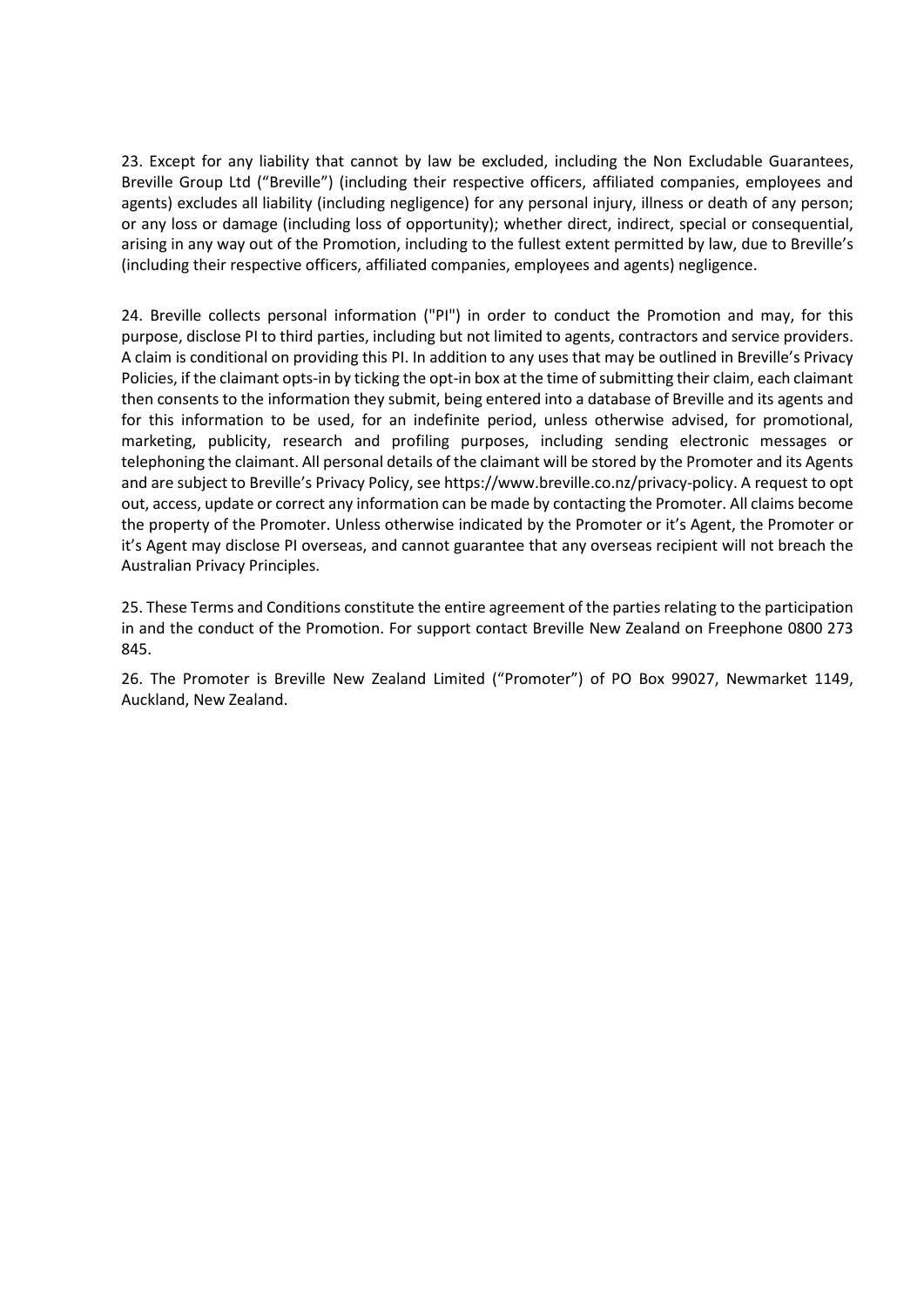23. Except for any liability that cannot by law be excluded, including the Non Excludable Guarantees, Breville Group Ltd ("Breville") (including their respective officers, affiliated companies, employees and agents) excludes all liability (including negligence) for any personal injury, illness or death of any person; or any loss or damage (including loss of opportunity); whether direct, indirect, special or consequential, arising in any way out of the Promotion, including to the fullest extent permitted by law, due to Breville's (including their respective officers, affiliated companies, employees and agents) negligence.

24. Breville collects personal information ("PI") in order to conduct the Promotion and may, for this purpose, disclose PI to third parties, including but not limited to agents, contractors and service providers. A claim is conditional on providing this PI. In addition to any uses that may be outlined in Breville's Privacy Policies, if the claimant opts-in by ticking the opt-in box at the time of submitting their claim, each claimant then consents to the information they submit, being entered into a database of Breville and its agents and for this information to be used, for an indefinite period, unless otherwise advised, for promotional, marketing, publicity, research and profiling purposes, including sending electronic messages or telephoning the claimant. All personal details of the claimant will be stored by the Promoter and its Agents and are subject to Breville's Privacy Policy, see https://www.breville.co.nz/privacy-policy. A request to opt out, access, update or correct any information can be made by contacting the Promoter. All claims become the property of the Promoter. Unless otherwise indicated by the Promoter or it's Agent, the Promoter or it's Agent may disclose PI overseas, and cannot guarantee that any overseas recipient will not breach the Australian Privacy Principles.

25. These Terms and Conditions constitute the entire agreement of the parties relating to the participation in and the conduct of the Promotion. For support contact Breville New Zealand on Freephone 0800 273 845.

26. The Promoter is Breville New Zealand Limited ("Promoter") of PO Box 99027, Newmarket 1149, Auckland, New Zealand.